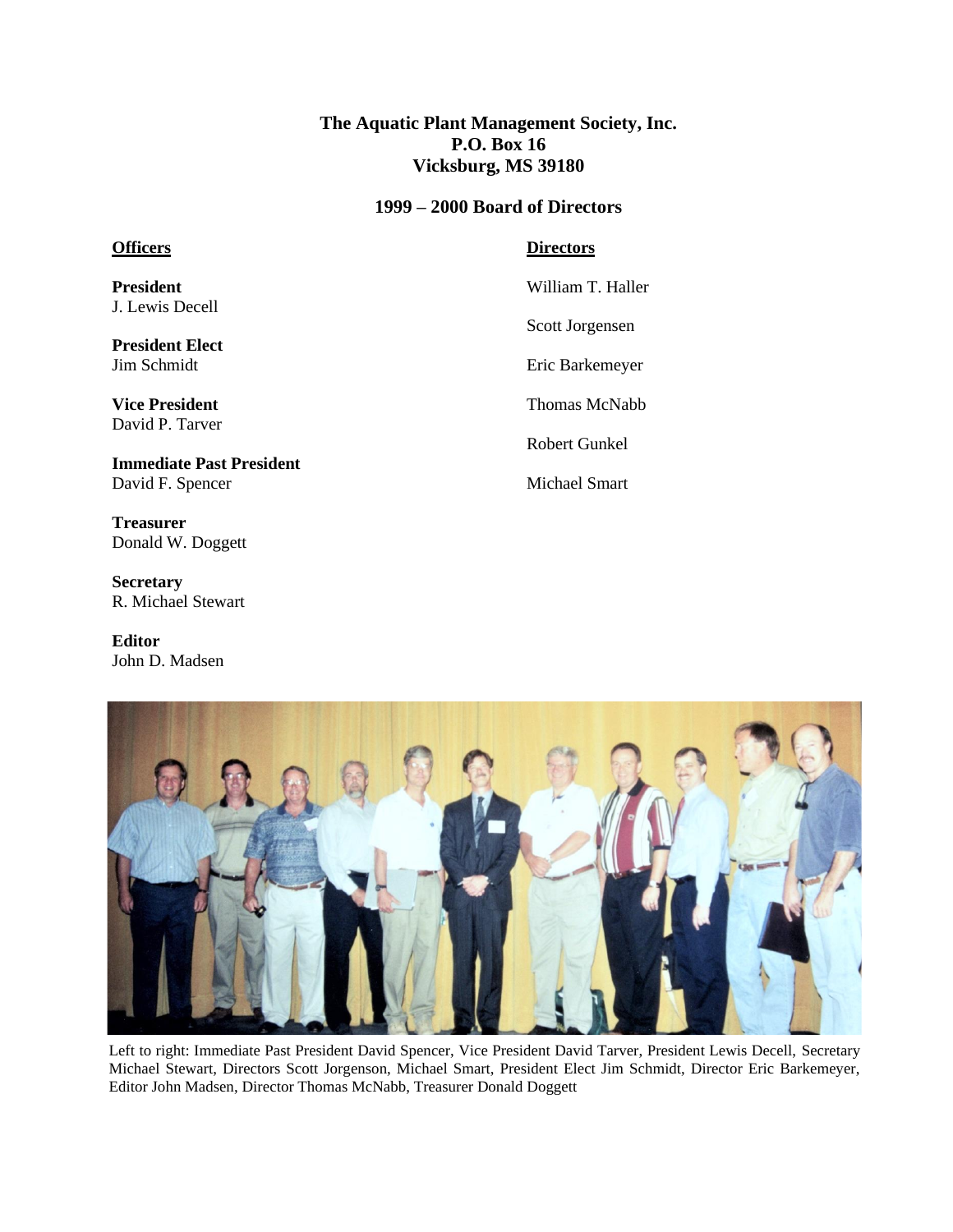# The Aquatic Plant Management Society, Inc.
**P.O. Box 16**
**Vicksburg, MS 39180**

## 1999 – 2000 Board of Directors

**Officers**

**President**
J. Lewis Decell

**President Elect**
Jim Schmidt

**Vice President**
David P. Tarver

**Immediate Past President**
David F. Spencer

**Treasurer**
Donald W. Doggett

**Secretary**
R. Michael Stewart

**Editor**
John D. Madsen

**Directors**

William T. Haller

Scott Jorgensen

Eric Barkemeyer

Thomas McNabb

Robert Gunkel

Michael Smart

Left to right: Immediate Past President David Spencer, Vice President David Tarver, President Lewis Decell, Secretary Michael Stewart, Directors Scott Jorgenson, Michael Smart, President Elect Jim Schmidt, Director Eric Barkemeyer, Editor John Madsen, Director Thomas McNabb, Treasurer Donald Doggett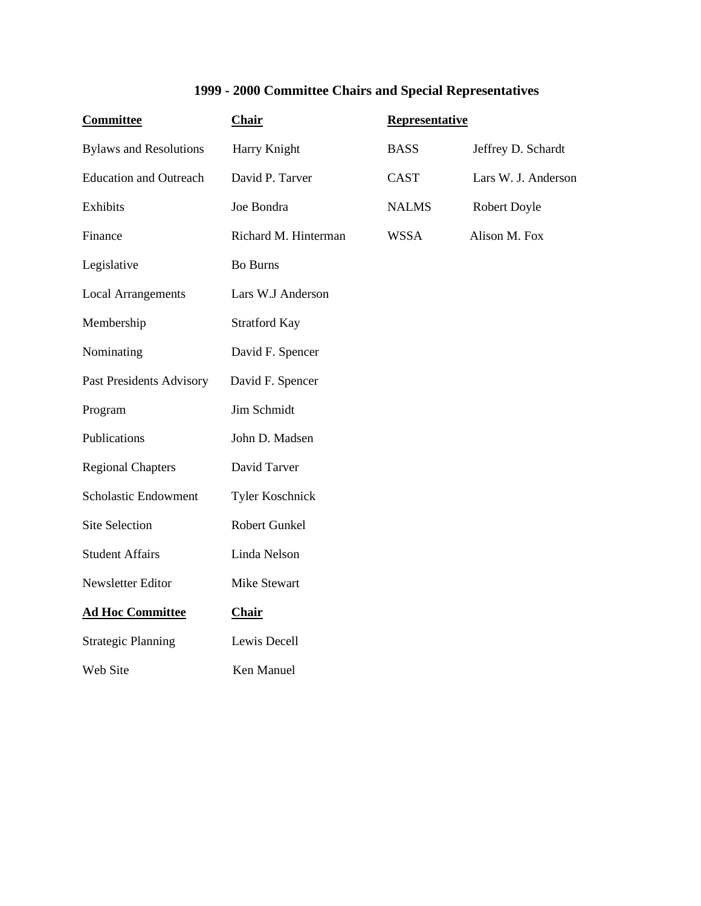# 1999 - 2000 Committee Chairs and Special Representatives

| Committee | Chair | Representative | |
|---|---|---|---|
| Bylaws and Resolutions | Harry Knight | BASS | Jeffrey D. Schardt |
| Education and Outreach | David P. Tarver | CAST | Lars W. J. Anderson |
| Exhibits | Joe Bondra | NALMS | Robert Doyle |
| Finance | Richard M. Hinterman | WSSA | Alison M. Fox |
| Legislative | Bo Burns | | |
| Local Arrangements | Lars W.J Anderson | | |
| Membership | Stratford Kay | | |
| Nominating | David F. Spencer | | |
| Past Presidents Advisory | David F. Spencer | | |
| Program | Jim Schmidt | | |
| Publications | John D. Madsen | | |
| Regional Chapters | David Tarver | | |
| Scholastic Endowment | Tyler Koschnick | | |
| Site Selection | Robert Gunkel | | |
| Student Affairs | Linda Nelson | | |
| Newsletter Editor | Mike Stewart | | |

| Ad Hoc Committee | Chair |
|---|---|
| Strategic Planning | Lewis Decell |
| Web Site | Ken Manuel |